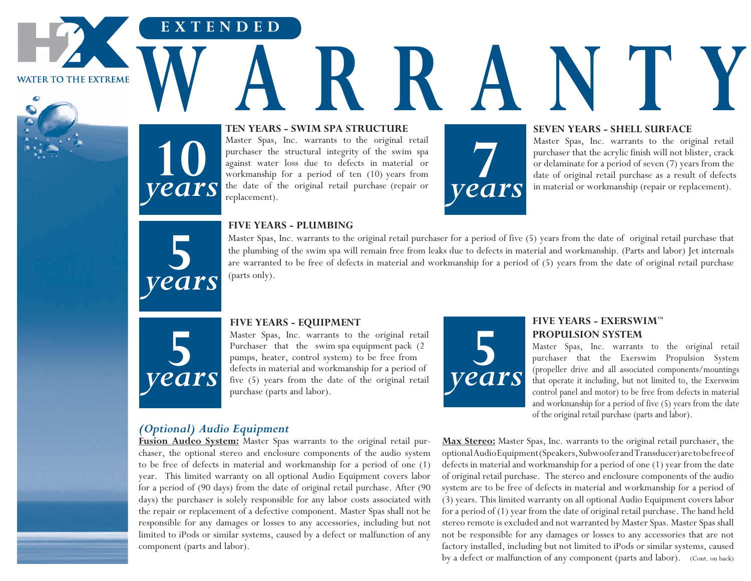H2X

WATER TO THE EXTREME

# EXTENDED WARRANTY

**10 years**

### TEN YEARS - SWIM SPA STRUCTURE

Master Spas, Inc. warrants to the original retail purchaser the structural integrity of the swim spa against water loss due to defects in material or workmanship for a period of ten (10) years from the date of the original retail purchase (repair or replacement).

**7 years**

### SEVEN YEARS - SHELL SURFACE

Master Spas, Inc. warrants to the original retail purchaser that the acrylic finish will not blister, crack or delaminate for a period of seven (7) years from the date of original retail purchase as a result of defects in material or workmanship (repair or replacement).

**5 years**

### FIVE YEARS - PLUMBING

Master Spas, Inc. warrants to the original retail purchaser for a period of five (5) years from the date of original retail purchase that the plumbing of the swim spa will remain free from leaks due to defects in material and workmanship. (Parts and labor) Jet internals are warranted to be free of defects in material and workmanship for a period of (5) years from the date of original retail purchase (parts only).

**5 years**

### FIVE YEARS - EQUIPMENT

Master Spas, Inc. warrants to the original retail Purchaser that the swim spa equipment pack (2 pumps, heater, control system) to be free from defects in material and workmanship for a period of five (5) years from the date of the original retail purchase (parts and labor).

**5 years**

### FIVE YEARS - EXERSWIM™ PROPULSION SYSTEM

Master Spas, Inc. warrants to the original retail purchaser that the Exerswim Propulsion System (propeller drive and all associated components/mountings that operate it including, but not limited to, the Exerswim control panel and motor) to be free from defects in material and workmanship for a period of five (5) years from the date of the original retail purchase (parts and labor).

## *(Optional) Audio Equipment*

**Fusion Audeo System:** Master Spas warrants to the original retail purchaser, the optional stereo and enclosure components of the audio system to be free of defects in material and workmanship for a period of one (1) year. This limited warranty on all optional Audio Equipment covers labor for a period of (90 days) from the date of original retail purchase. After (90 days) the purchaser is solely responsible for any labor costs associated with the repair or replacement of a defective component. Master Spas shall not be responsible for any damages or losses to any accessories, including but not limited to iPods or similar systems, caused by a defect or malfunction of any component (parts and labor).

**Max Stereo:** Master Spas, Inc. warrants to the original retail purchaser, the optional Audio Equipment (Speakers, Subwoofer and Transducer) are to be free of defects in material and workmanship for a period of one (1) year from the date of original retail purchase. The stereo and enclosure components of the audio system are to be free of defects in material and workmanship for a period of (3) years. This limited warranty on all optional Audio Equipment covers labor for a period of (1) year from the date of original retail purchase. The hand held stereo remote is excluded and not warranted by Master Spas. Master Spas shall not be responsible for any damages or losses to any accessories that are not factory installed, including but not limited to iPods or similar systems, caused by a defect or malfunction of any component (parts and labor). (Cont. on back)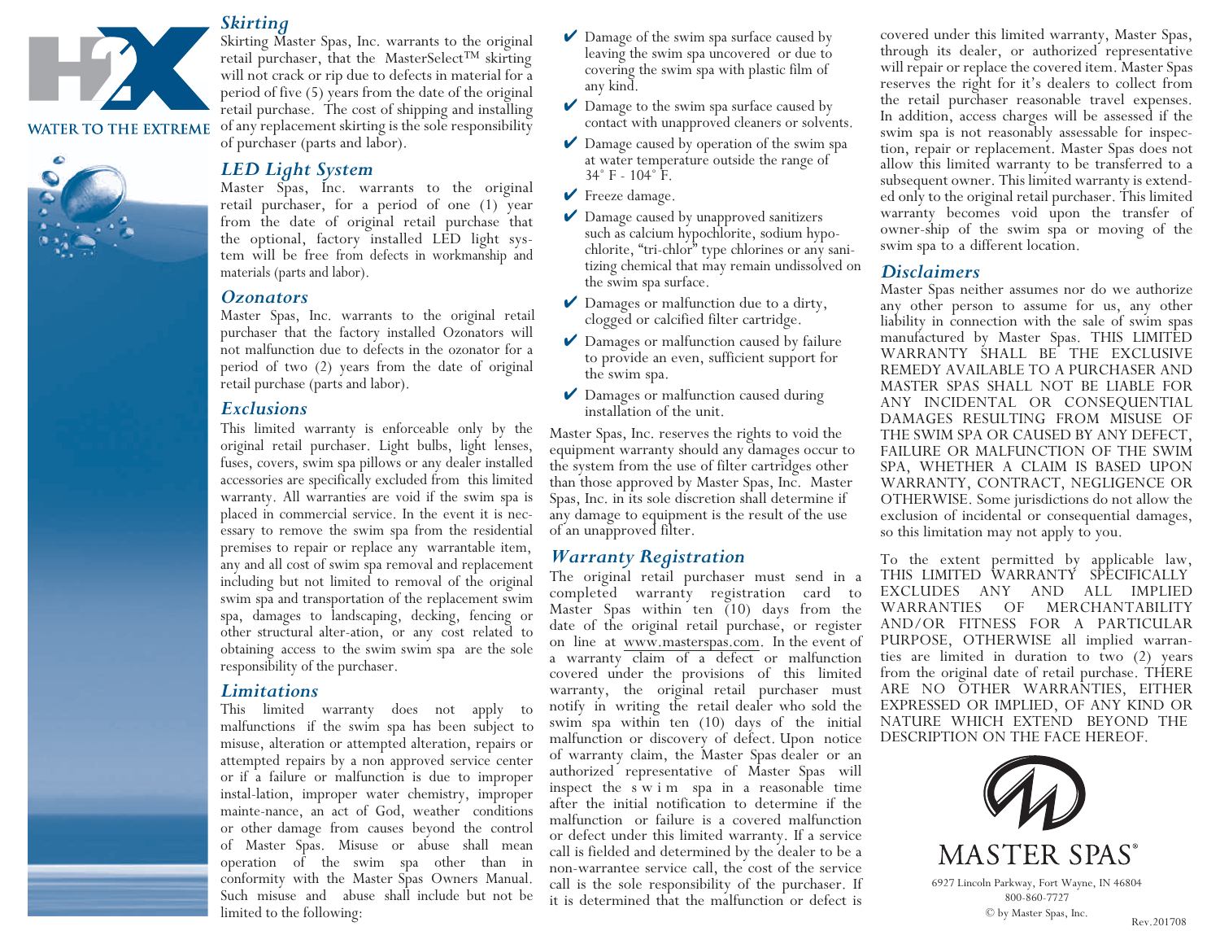WATER TO THE EXTREME

## Skirting

Skirting Master Spas, Inc. warrants to the original retail purchaser, that the MasterSelect™ skirting will not crack or rip due to defects in material for a period of five (5) years from the date of the original retail purchase. The cost of shipping and installing of any replacement skirting is the sole responsibility of purchaser (parts and labor).

## LED Light System

Master Spas, Inc. warrants to the original retail purchaser, for a period of one (1) year from the date of original retail purchase that the optional, factory installed LED light system will be free from defects in workmanship and materials (parts and labor).

## Ozonators

Master Spas, Inc. warrants to the original retail purchaser that the factory installed Ozonators will not malfunction due to defects in the ozonator for a period of two (2) years from the date of original retail purchase (parts and labor).

## Exclusions

This limited warranty is enforceable only by the original retail purchaser. Light bulbs, light lenses, fuses, covers, swim spa pillows or any dealer installed accessories are specifically excluded from this limited warranty. All warranties are void if the swim spa is placed in commercial service. In the event it is necessary to remove the swim spa from the residential premises to repair or replace any warrantable item, any and all cost of swim spa removal and replacement including but not limited to removal of the original swim spa and transportation of the replacement swim spa, damages to landscaping, decking, fencing or other structural alter-ation, or any cost related to obtaining access to the swim swim spa are the sole responsibility of the purchaser.

## Limitations

This limited warranty does not apply to malfunctions if the swim spa has been subject to misuse, alteration or attempted alteration, repairs or attempted repairs by a non approved service center or if a failure or malfunction is due to improper instal-lation, improper water chemistry, improper mainte-nance, an act of God, weather conditions or other damage from causes beyond the control of Master Spas. Misuse or abuse shall mean operation of the swim spa other than in conformity with the Master Spas Owners Manual. Such misuse and abuse shall include but not be limited to the following:

- ✔ Damage of the swim spa surface caused by leaving the swim spa uncovered or due to covering the swim spa with plastic film of any kind.
- ✔ Damage to the swim spa surface caused by contact with unapproved cleaners or solvents.
- ✔ Damage caused by operation of the swim spa at water temperature outside the range of 34˚ F - 104˚ F.
- ✔ Freeze damage.
- ✔ Damage caused by unapproved sanitizers such as calcium hypochlorite, sodium hypochlorite, "tri-chlor" type chlorines or any sanitizing chemical that may remain undissolved on the swim spa surface.
- ✔ Damages or malfunction due to a dirty, clogged or calcified filter cartridge.
- ✔ Damages or malfunction caused by failure to provide an even, sufficient support for the swim spa.
- ✔ Damages or malfunction caused during installation of the unit.

Master Spas, Inc. reserves the rights to void the equipment warranty should any damages occur to the system from the use of filter cartridges other than those approved by Master Spas, Inc. Master Spas, Inc. in its sole discretion shall determine if any damage to equipment is the result of the use of an unapproved filter.

## Warranty Registration

The original retail purchaser must send in a completed warranty registration card to Master Spas within ten (10) days from the date of the original retail purchase, or register on line at www.masterspas.com. In the event of a warranty claim of a defect or malfunction covered under the provisions of this limited warranty, the original retail purchaser must notify in writing the retail dealer who sold the swim spa within ten (10) days of the initial malfunction or discovery of defect. Upon notice of warranty claim, the Master Spas dealer or an authorized representative of Master Spas will inspect the swim spa in a reasonable time after the initial notification to determine if the malfunction or failure is a covered malfunction or defect under this limited warranty. If a service call is fielded and determined by the dealer to be a non-warrantee service call, the cost of the service call is the sole responsibility of the purchaser. If it is determined that the malfunction or defect is covered under this limited warranty, Master Spas, through its dealer, or authorized representative will repair or replace the covered item. Master Spas reserves the right for it's dealers to collect from the retail purchaser reasonable travel expenses. In addition, access charges will be assessed if the swim spa is not reasonably assessable for inspection, repair or replacement. Master Spas does not allow this limited warranty to be transferred to a subsequent owner. This limited warranty is extended only to the original retail purchaser. This limited warranty becomes void upon the transfer of owner-ship of the swim spa or moving of the swim spa to a different location.

## Disclaimers

Master Spas neither assumes nor do we authorize any other person to assume for us, any other liability in connection with the sale of swim spas manufactured by Master Spas. THIS LIMITED WARRANTY SHALL BE THE EXCLUSIVE REMEDY AVAILABLE TO A PURCHASER AND MASTER SPAS SHALL NOT BE LIABLE FOR ANY INCIDENTAL OR CONSEQUENTIAL DAMAGES RESULTING FROM MISUSE OF THE SWIM SPA OR CAUSED BY ANY DEFECT, FAILURE OR MALFUNCTION OF THE SWIM SPA, WHETHER A CLAIM IS BASED UPON WARRANTY, CONTRACT, NEGLIGENCE OR OTHERWISE. Some jurisdictions do not allow the exclusion of incidental or consequential damages, so this limitation may not apply to you.

To the extent permitted by applicable law, THIS LIMITED WARRANTY SPECIFICALLY EXCLUDES ANY AND ALL IMPLIED WARRANTIES OF MERCHANTABILITY AND/OR FITNESS FOR A PARTICULAR PURPOSE, OTHERWISE all implied warranties are limited in duration to two (2) years from the original date of retail purchase. THERE ARE NO OTHER WARRANTIES, EITHER EXPRESSED OR IMPLIED, OF ANY KIND OR NATURE WHICH EXTEND BEYOND THE DESCRIPTION ON THE FACE HEREOF.

MASTER SPAS®

6927 Lincoln Parkway, Fort Wayne, IN 46804
800-860-7727
© by Master Spas, Inc.

Rev.201708